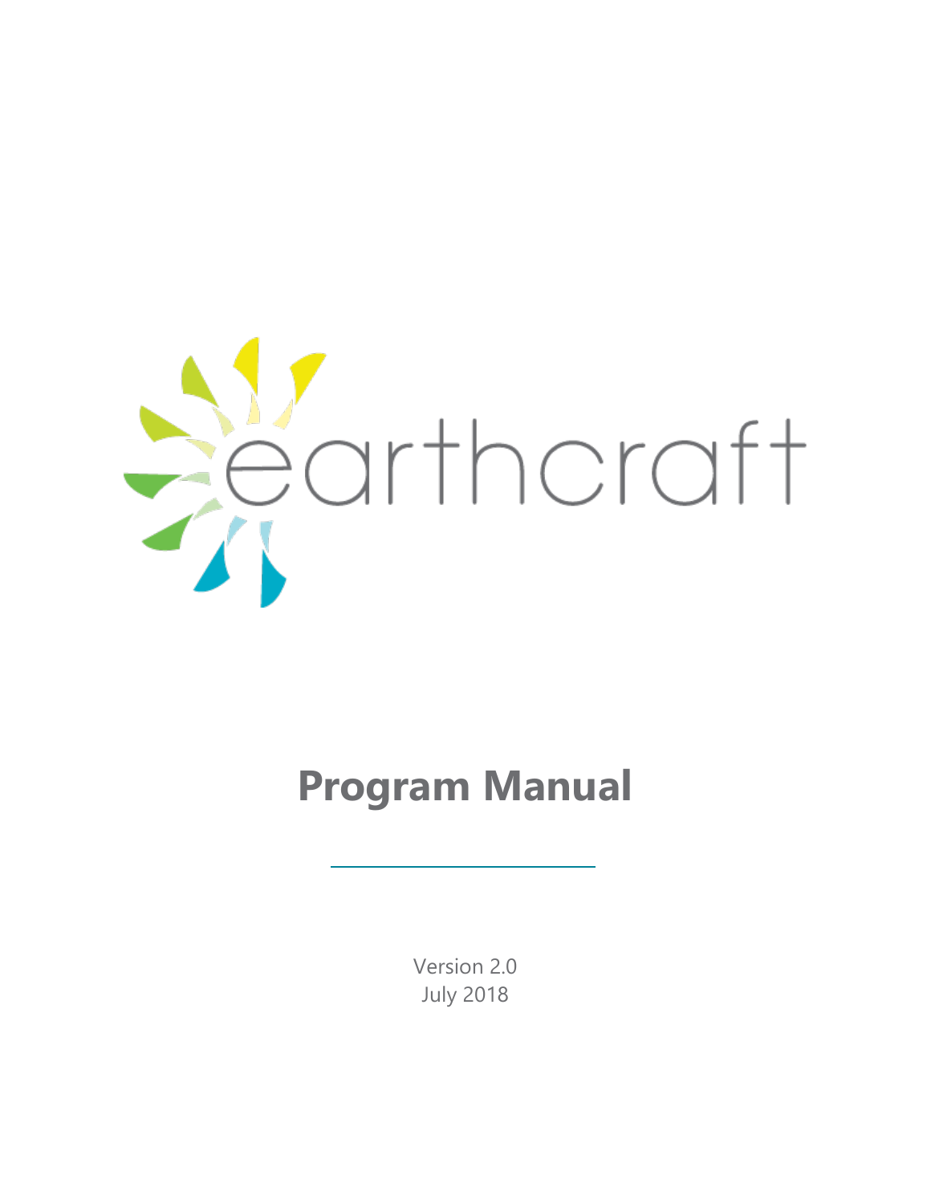earthcraft

# Program Manual

Version 2.0
July 2018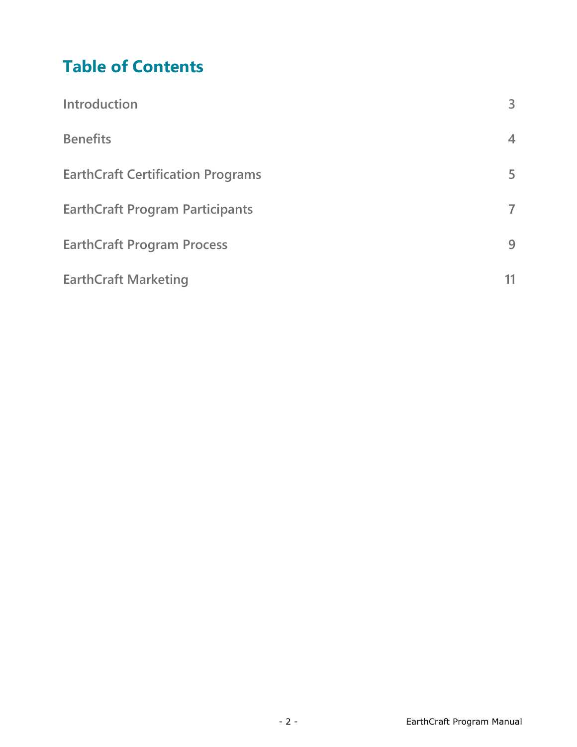# Table of Contents

| | |
|---|---|
| Introduction | 3 |
| Benefits | 4 |
| EarthCraft Certification Programs | 5 |
| EarthCraft Program Participants | 7 |
| EarthCraft Program Process | 9 |
| EarthCraft Marketing | 11 |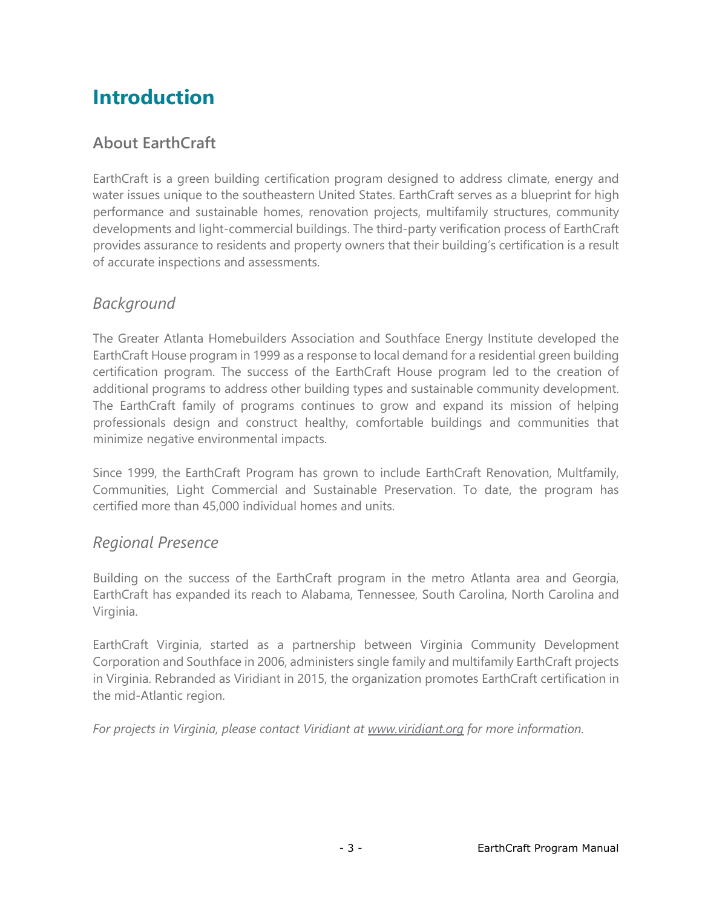# Introduction

## About EarthCraft

EarthCraft is a green building certification program designed to address climate, energy and water issues unique to the southeastern United States. EarthCraft serves as a blueprint for high performance and sustainable homes, renovation projects, multifamily structures, community developments and light-commercial buildings. The third-party verification process of EarthCraft provides assurance to residents and property owners that their building's certification is a result of accurate inspections and assessments.

### *Background*

The Greater Atlanta Homebuilders Association and Southface Energy Institute developed the EarthCraft House program in 1999 as a response to local demand for a residential green building certification program. The success of the EarthCraft House program led to the creation of additional programs to address other building types and sustainable community development. The EarthCraft family of programs continues to grow and expand its mission of helping professionals design and construct healthy, comfortable buildings and communities that minimize negative environmental impacts.

Since 1999, the EarthCraft Program has grown to include EarthCraft Renovation, Multfamily, Communities, Light Commercial and Sustainable Preservation. To date, the program has certified more than 45,000 individual homes and units.

### *Regional Presence*

Building on the success of the EarthCraft program in the metro Atlanta area and Georgia, EarthCraft has expanded its reach to Alabama, Tennessee, South Carolina, North Carolina and Virginia.

EarthCraft Virginia, started as a partnership between Virginia Community Development Corporation and Southface in 2006, administers single family and multifamily EarthCraft projects in Virginia. Rebranded as Viridiant in 2015, the organization promotes EarthCraft certification in the mid-Atlantic region.

*For projects in Virginia, please contact Viridiant at [www.viridiant.org](http://www.viridiant.org) for more information.*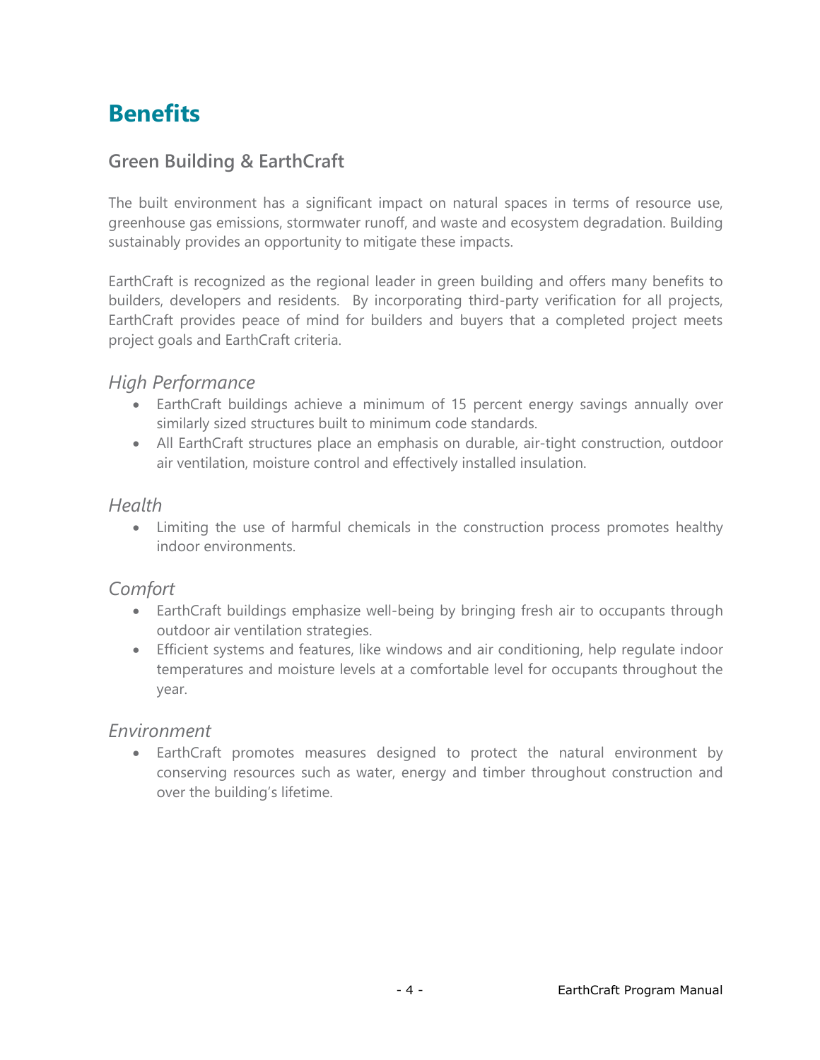# Benefits

## Green Building & EarthCraft

The built environment has a significant impact on natural spaces in terms of resource use, greenhouse gas emissions, stormwater runoff, and waste and ecosystem degradation. Building sustainably provides an opportunity to mitigate these impacts.

EarthCraft is recognized as the regional leader in green building and offers many benefits to builders, developers and residents. By incorporating third-party verification for all projects, EarthCraft provides peace of mind for builders and buyers that a completed project meets project goals and EarthCraft criteria.

### *High Performance*

- EarthCraft buildings achieve a minimum of 15 percent energy savings annually over similarly sized structures built to minimum code standards.
- All EarthCraft structures place an emphasis on durable, air-tight construction, outdoor air ventilation, moisture control and effectively installed insulation.

### *Health*

- Limiting the use of harmful chemicals in the construction process promotes healthy indoor environments.

### *Comfort*

- EarthCraft buildings emphasize well-being by bringing fresh air to occupants through outdoor air ventilation strategies.
- Efficient systems and features, like windows and air conditioning, help regulate indoor temperatures and moisture levels at a comfortable level for occupants throughout the year.

### *Environment*

- EarthCraft promotes measures designed to protect the natural environment by conserving resources such as water, energy and timber throughout construction and over the building's lifetime.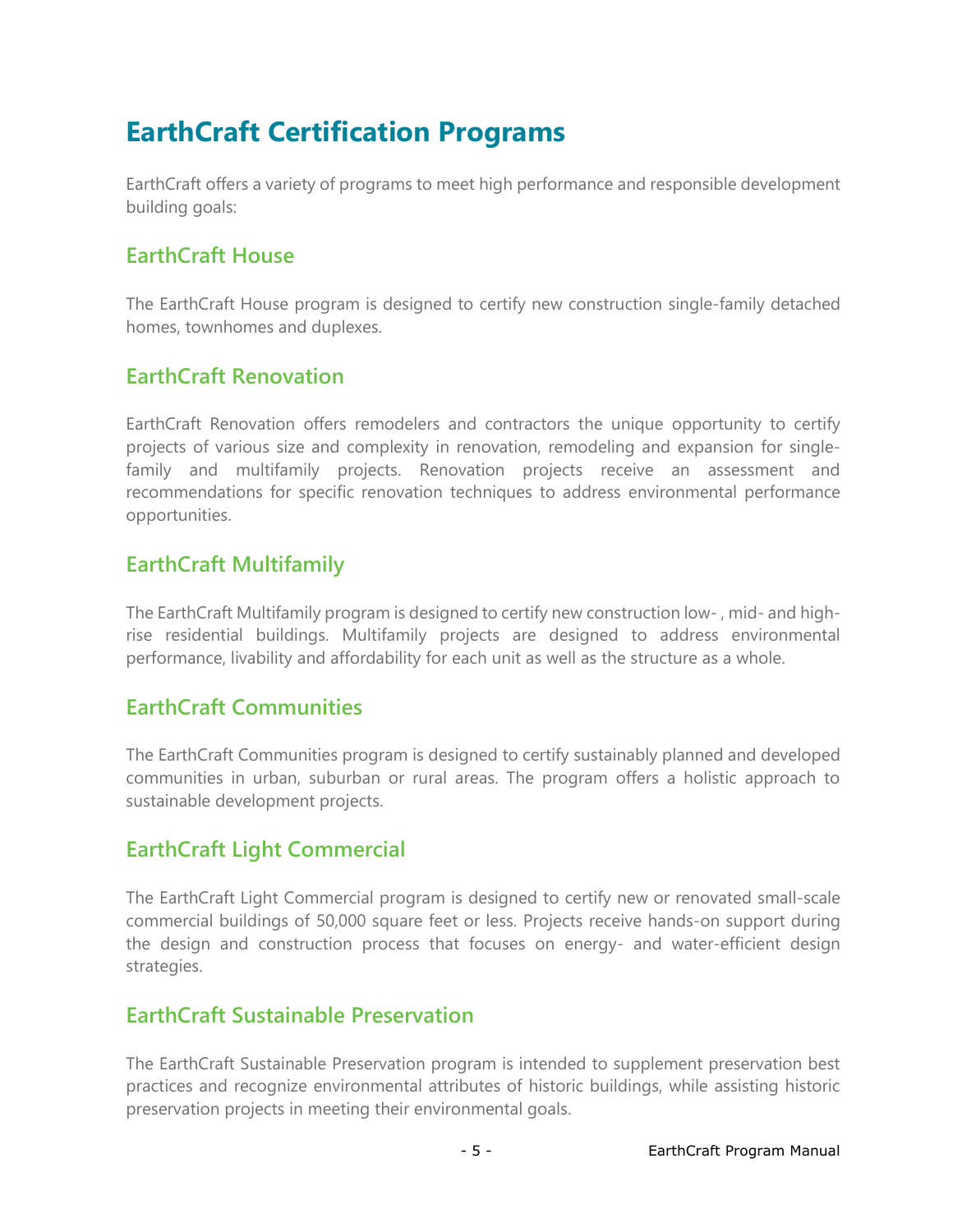# EarthCraft Certification Programs

EarthCraft offers a variety of programs to meet high performance and responsible development building goals:

## EarthCraft House

The EarthCraft House program is designed to certify new construction single-family detached homes, townhomes and duplexes.

## EarthCraft Renovation

EarthCraft Renovation offers remodelers and contractors the unique opportunity to certify projects of various size and complexity in renovation, remodeling and expansion for single-family and multifamily projects. Renovation projects receive an assessment and recommendations for specific renovation techniques to address environmental performance opportunities.

## EarthCraft Multifamily

The EarthCraft Multifamily program is designed to certify new construction low- , mid- and high-rise residential buildings. Multifamily projects are designed to address environmental performance, livability and affordability for each unit as well as the structure as a whole.

## EarthCraft Communities

The EarthCraft Communities program is designed to certify sustainably planned and developed communities in urban, suburban or rural areas. The program offers a holistic approach to sustainable development projects.

## EarthCraft Light Commercial

The EarthCraft Light Commercial program is designed to certify new or renovated small-scale commercial buildings of 50,000 square feet or less. Projects receive hands-on support during the design and construction process that focuses on energy- and water-efficient design strategies.

## EarthCraft Sustainable Preservation

The EarthCraft Sustainable Preservation program is intended to supplement preservation best practices and recognize environmental attributes of historic buildings, while assisting historic preservation projects in meeting their environmental goals.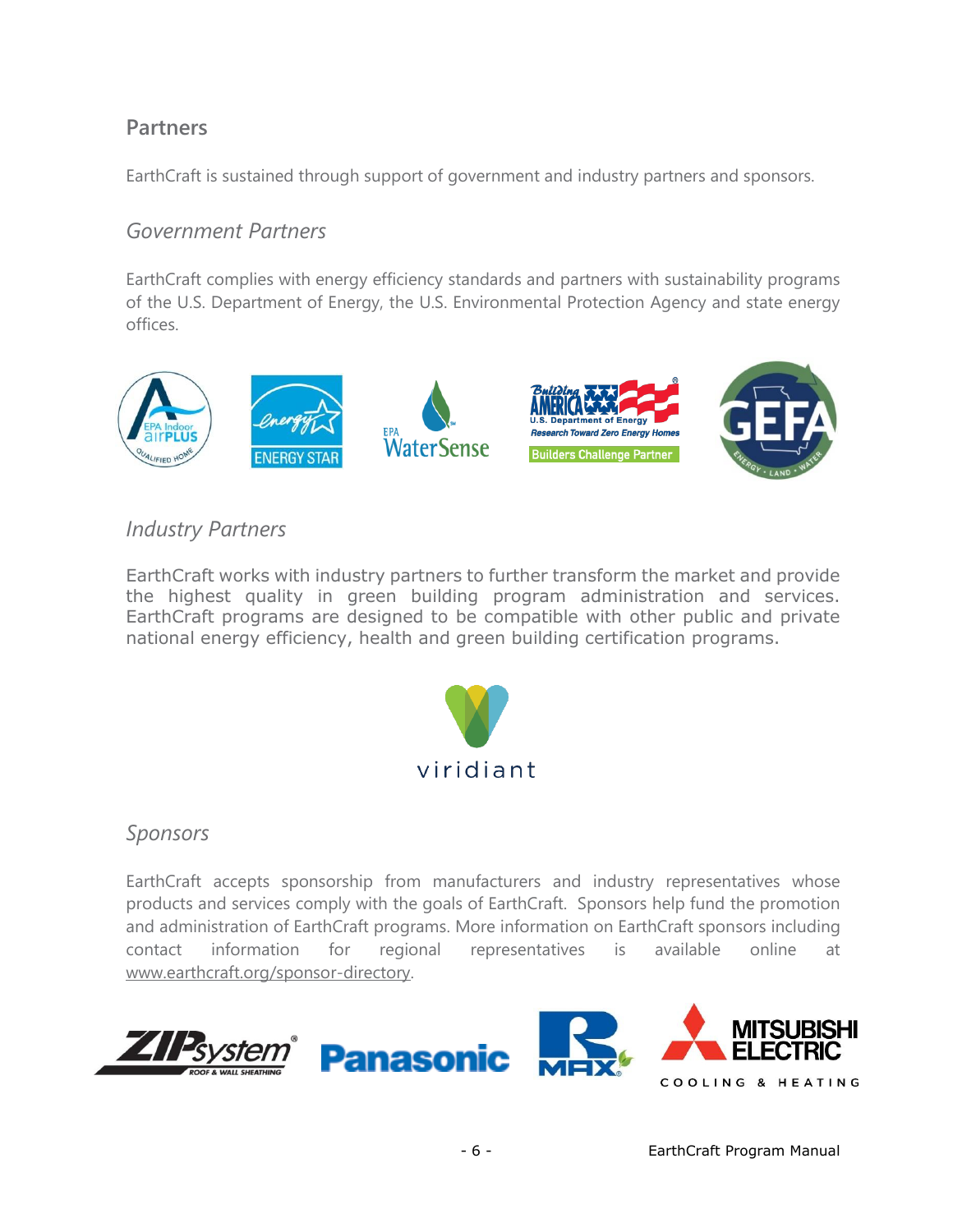## Partners

EarthCraft is sustained through support of government and industry partners and sponsors.

### *Government Partners*

EarthCraft complies with energy efficiency standards and partners with sustainability programs of the U.S. Department of Energy, the U.S. Environmental Protection Agency and state energy offices.

### *Industry Partners*

EarthCraft works with industry partners to further transform the market and provide the highest quality in green building program administration and services. EarthCraft programs are designed to be compatible with other public and private national energy efficiency, health and green building certification programs.

### *Sponsors*

EarthCraft accepts sponsorship from manufacturers and industry representatives whose products and services comply with the goals of EarthCraft. Sponsors help fund the promotion and administration of EarthCraft programs. More information on EarthCraft sponsors including contact information for regional representatives is available online at www.earthcraft.org/sponsor-directory.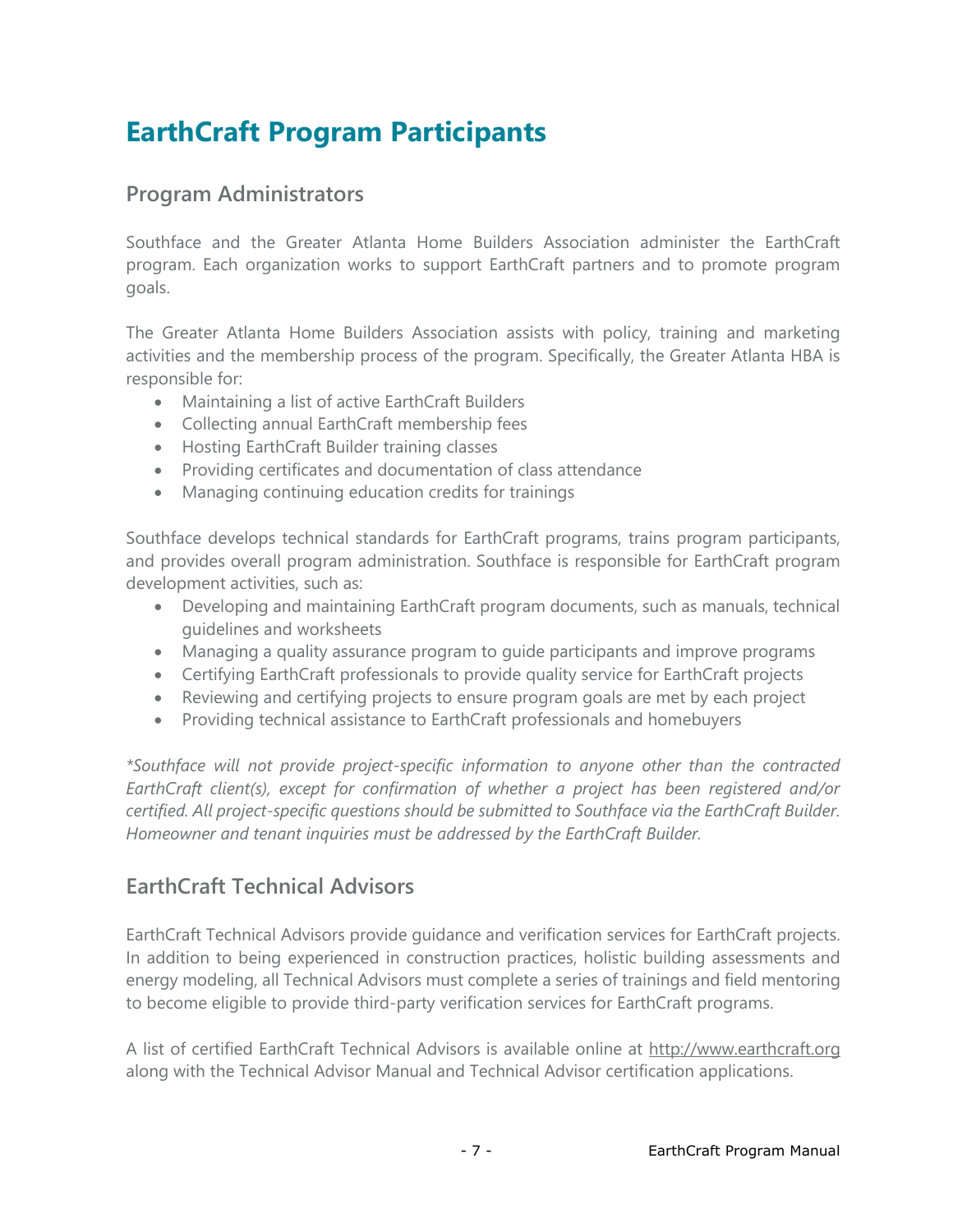# EarthCraft Program Participants

## Program Administrators

Southface and the Greater Atlanta Home Builders Association administer the EarthCraft program. Each organization works to support EarthCraft partners and to promote program goals.

The Greater Atlanta Home Builders Association assists with policy, training and marketing activities and the membership process of the program. Specifically, the Greater Atlanta HBA is responsible for:

- Maintaining a list of active EarthCraft Builders
- Collecting annual EarthCraft membership fees
- Hosting EarthCraft Builder training classes
- Providing certificates and documentation of class attendance
- Managing continuing education credits for trainings

Southface develops technical standards for EarthCraft programs, trains program participants, and provides overall program administration. Southface is responsible for EarthCraft program development activities, such as:

- Developing and maintaining EarthCraft program documents, such as manuals, technical guidelines and worksheets
- Managing a quality assurance program to guide participants and improve programs
- Certifying EarthCraft professionals to provide quality service for EarthCraft projects
- Reviewing and certifying projects to ensure program goals are met by each project
- Providing technical assistance to EarthCraft professionals and homebuyers

*\*Southface will not provide project-specific information to anyone other than the contracted EarthCraft client(s), except for confirmation of whether a project has been registered and/or certified. All project-specific questions should be submitted to Southface via the EarthCraft Builder. Homeowner and tenant inquiries must be addressed by the EarthCraft Builder.*

## EarthCraft Technical Advisors

EarthCraft Technical Advisors provide guidance and verification services for EarthCraft projects. In addition to being experienced in construction practices, holistic building assessments and energy modeling, all Technical Advisors must complete a series of trainings and field mentoring to become eligible to provide third-party verification services for EarthCraft programs.

A list of certified EarthCraft Technical Advisors is available online at http://www.earthcraft.org along with the Technical Advisor Manual and Technical Advisor certification applications.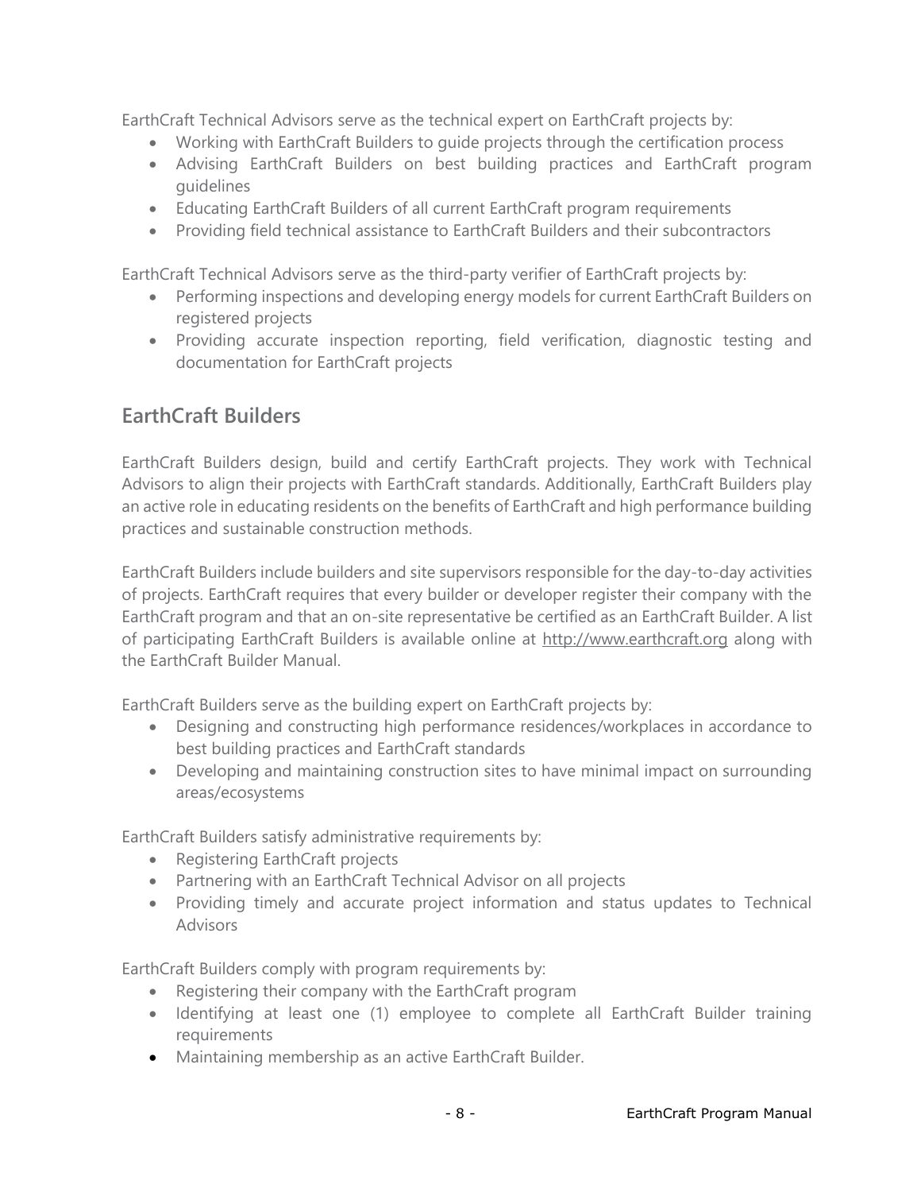EarthCraft Technical Advisors serve as the technical expert on EarthCraft projects by:

- Working with EarthCraft Builders to guide projects through the certification process
- Advising EarthCraft Builders on best building practices and EarthCraft program guidelines
- Educating EarthCraft Builders of all current EarthCraft program requirements
- Providing field technical assistance to EarthCraft Builders and their subcontractors

EarthCraft Technical Advisors serve as the third-party verifier of EarthCraft projects by:

- Performing inspections and developing energy models for current EarthCraft Builders on registered projects
- Providing accurate inspection reporting, field verification, diagnostic testing and documentation for EarthCraft projects

## EarthCraft Builders

EarthCraft Builders design, build and certify EarthCraft projects. They work with Technical Advisors to align their projects with EarthCraft standards. Additionally, EarthCraft Builders play an active role in educating residents on the benefits of EarthCraft and high performance building practices and sustainable construction methods.

EarthCraft Builders include builders and site supervisors responsible for the day-to-day activities of projects. EarthCraft requires that every builder or developer register their company with the EarthCraft program and that an on-site representative be certified as an EarthCraft Builder. A list of participating EarthCraft Builders is available online at http://www.earthcraft.org along with the EarthCraft Builder Manual.

EarthCraft Builders serve as the building expert on EarthCraft projects by:

- Designing and constructing high performance residences/workplaces in accordance to best building practices and EarthCraft standards
- Developing and maintaining construction sites to have minimal impact on surrounding areas/ecosystems

EarthCraft Builders satisfy administrative requirements by:

- Registering EarthCraft projects
- Partnering with an EarthCraft Technical Advisor on all projects
- Providing timely and accurate project information and status updates to Technical Advisors

EarthCraft Builders comply with program requirements by:

- Registering their company with the EarthCraft program
- Identifying at least one (1) employee to complete all EarthCraft Builder training requirements
- Maintaining membership as an active EarthCraft Builder.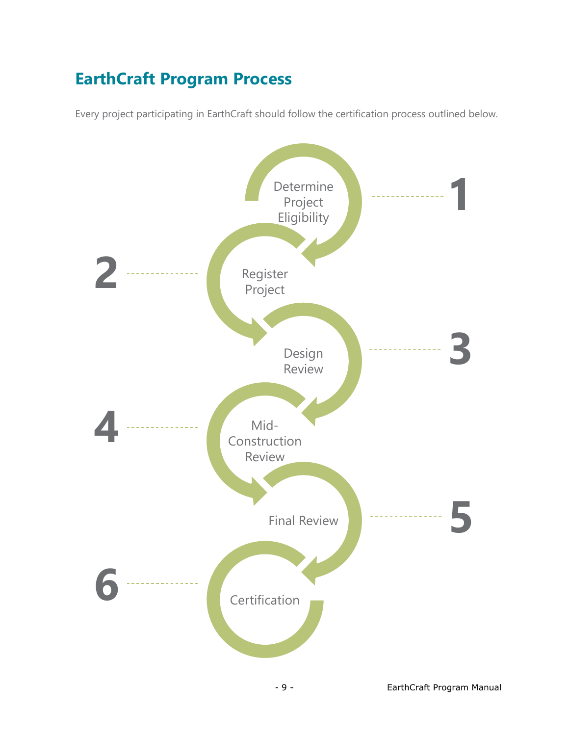## EarthCraft Program Process

Every project participating in EarthCraft should follow the certification process outlined below.

1. Determine Project Eligibility
2. Register Project
3. Design Review
4. Mid-Construction Review
5. Final Review
6. Certification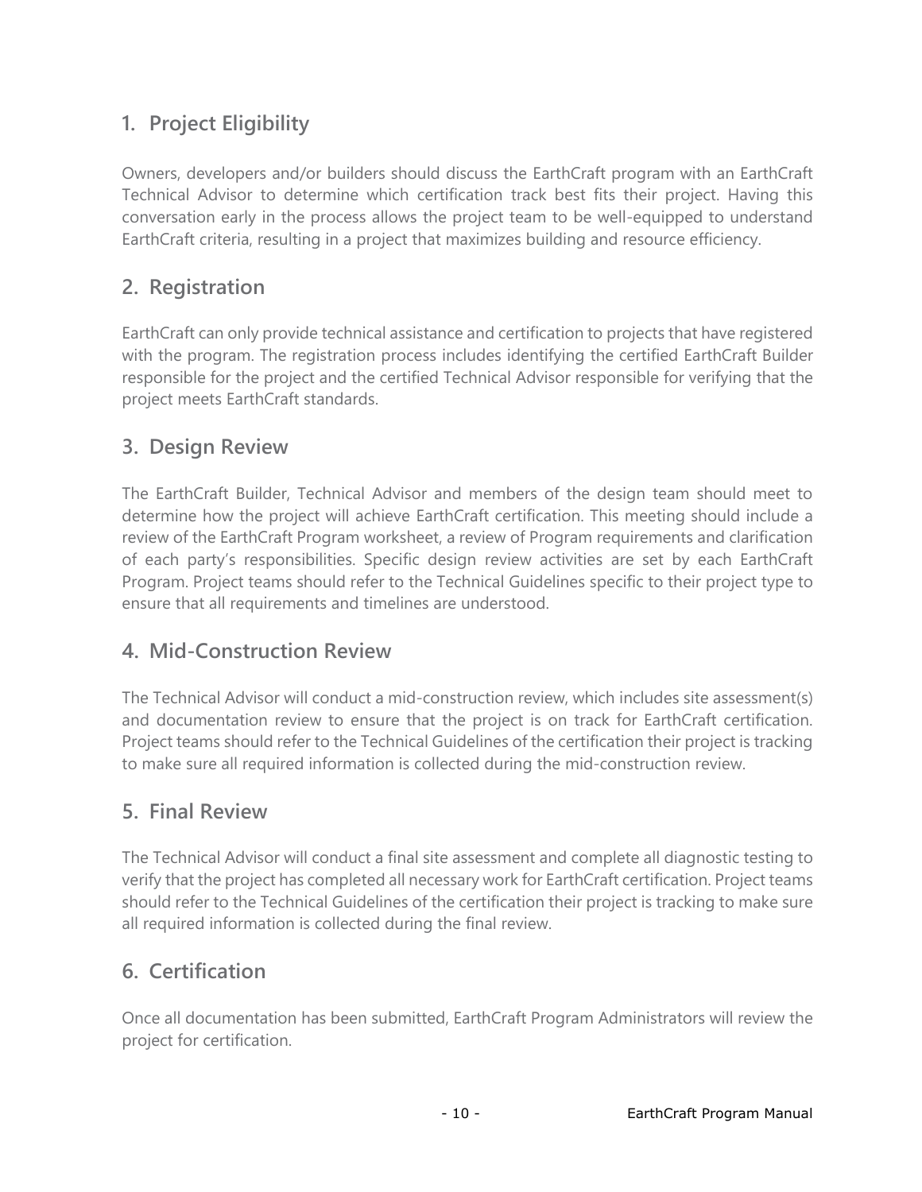## 1. Project Eligibility

Owners, developers and/or builders should discuss the EarthCraft program with an EarthCraft Technical Advisor to determine which certification track best fits their project. Having this conversation early in the process allows the project team to be well-equipped to understand EarthCraft criteria, resulting in a project that maximizes building and resource efficiency.

## 2. Registration

EarthCraft can only provide technical assistance and certification to projects that have registered with the program. The registration process includes identifying the certified EarthCraft Builder responsible for the project and the certified Technical Advisor responsible for verifying that the project meets EarthCraft standards.

## 3. Design Review

The EarthCraft Builder, Technical Advisor and members of the design team should meet to determine how the project will achieve EarthCraft certification. This meeting should include a review of the EarthCraft Program worksheet, a review of Program requirements and clarification of each party's responsibilities. Specific design review activities are set by each EarthCraft Program. Project teams should refer to the Technical Guidelines specific to their project type to ensure that all requirements and timelines are understood.

## 4. Mid-Construction Review

The Technical Advisor will conduct a mid-construction review, which includes site assessment(s) and documentation review to ensure that the project is on track for EarthCraft certification. Project teams should refer to the Technical Guidelines of the certification their project is tracking to make sure all required information is collected during the mid-construction review.

## 5. Final Review

The Technical Advisor will conduct a final site assessment and complete all diagnostic testing to verify that the project has completed all necessary work for EarthCraft certification. Project teams should refer to the Technical Guidelines of the certification their project is tracking to make sure all required information is collected during the final review.

## 6. Certification

Once all documentation has been submitted, EarthCraft Program Administrators will review the project for certification.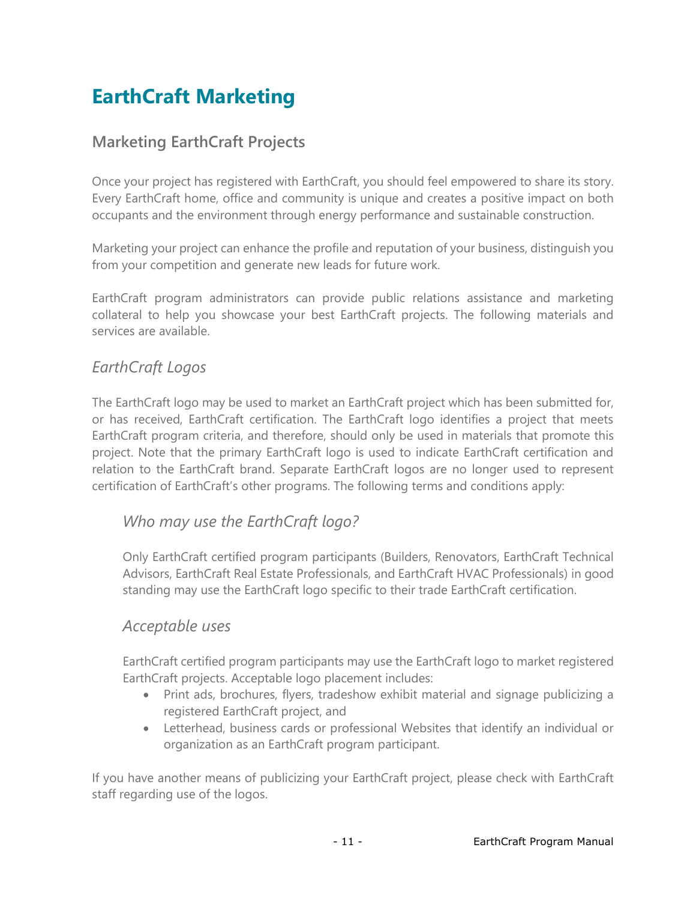# EarthCraft Marketing

## Marketing EarthCraft Projects

Once your project has registered with EarthCraft, you should feel empowered to share its story. Every EarthCraft home, office and community is unique and creates a positive impact on both occupants and the environment through energy performance and sustainable construction.

Marketing your project can enhance the profile and reputation of your business, distinguish you from your competition and generate new leads for future work.

EarthCraft program administrators can provide public relations assistance and marketing collateral to help you showcase your best EarthCraft projects. The following materials and services are available.

### *EarthCraft Logos*

The EarthCraft logo may be used to market an EarthCraft project which has been submitted for, or has received, EarthCraft certification. The EarthCraft logo identifies a project that meets EarthCraft program criteria, and therefore, should only be used in materials that promote this project. Note that the primary EarthCraft logo is used to indicate EarthCraft certification and relation to the EarthCraft brand. Separate EarthCraft logos are no longer used to represent certification of EarthCraft's other programs. The following terms and conditions apply:

#### *Who may use the EarthCraft logo?*

Only EarthCraft certified program participants (Builders, Renovators, EarthCraft Technical Advisors, EarthCraft Real Estate Professionals, and EarthCraft HVAC Professionals) in good standing may use the EarthCraft logo specific to their trade EarthCraft certification.

#### *Acceptable uses*

EarthCraft certified program participants may use the EarthCraft logo to market registered EarthCraft projects. Acceptable logo placement includes:

- Print ads, brochures, flyers, tradeshow exhibit material and signage publicizing a registered EarthCraft project, and
- Letterhead, business cards or professional Websites that identify an individual or organization as an EarthCraft program participant.

If you have another means of publicizing your EarthCraft project, please check with EarthCraft staff regarding use of the logos.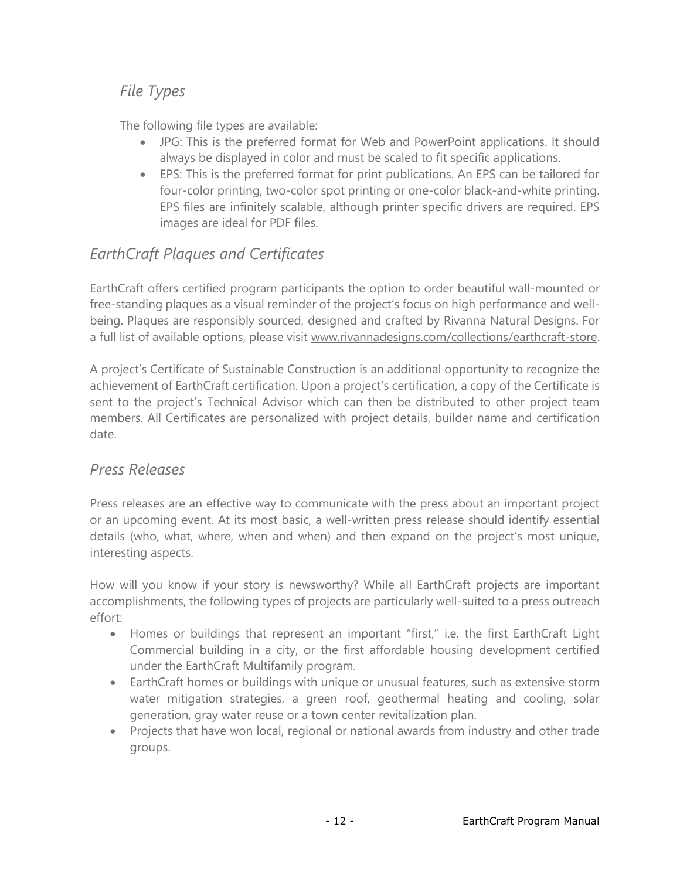### *File Types*

The following file types are available:

- JPG: This is the preferred format for Web and PowerPoint applications. It should always be displayed in color and must be scaled to fit specific applications.
- EPS: This is the preferred format for print publications. An EPS can be tailored for four-color printing, two-color spot printing or one-color black-and-white printing. EPS files are infinitely scalable, although printer specific drivers are required. EPS images are ideal for PDF files.

## *EarthCraft Plaques and Certificates*

EarthCraft offers certified program participants the option to order beautiful wall-mounted or free-standing plaques as a visual reminder of the project's focus on high performance and well-being. Plaques are responsibly sourced, designed and crafted by Rivanna Natural Designs. For a full list of available options, please visit www.rivannadesigns.com/collections/earthcraft-store.

A project's Certificate of Sustainable Construction is an additional opportunity to recognize the achievement of EarthCraft certification. Upon a project's certification, a copy of the Certificate is sent to the project's Technical Advisor which can then be distributed to other project team members. All Certificates are personalized with project details, builder name and certification date.

## *Press Releases*

Press releases are an effective way to communicate with the press about an important project or an upcoming event. At its most basic, a well-written press release should identify essential details (who, what, where, when and when) and then expand on the project's most unique, interesting aspects.

How will you know if your story is newsworthy? While all EarthCraft projects are important accomplishments, the following types of projects are particularly well-suited to a press outreach effort:

- Homes or buildings that represent an important "first," i.e. the first EarthCraft Light Commercial building in a city, or the first affordable housing development certified under the EarthCraft Multifamily program.
- EarthCraft homes or buildings with unique or unusual features, such as extensive storm water mitigation strategies, a green roof, geothermal heating and cooling, solar generation, gray water reuse or a town center revitalization plan.
- Projects that have won local, regional or national awards from industry and other trade groups.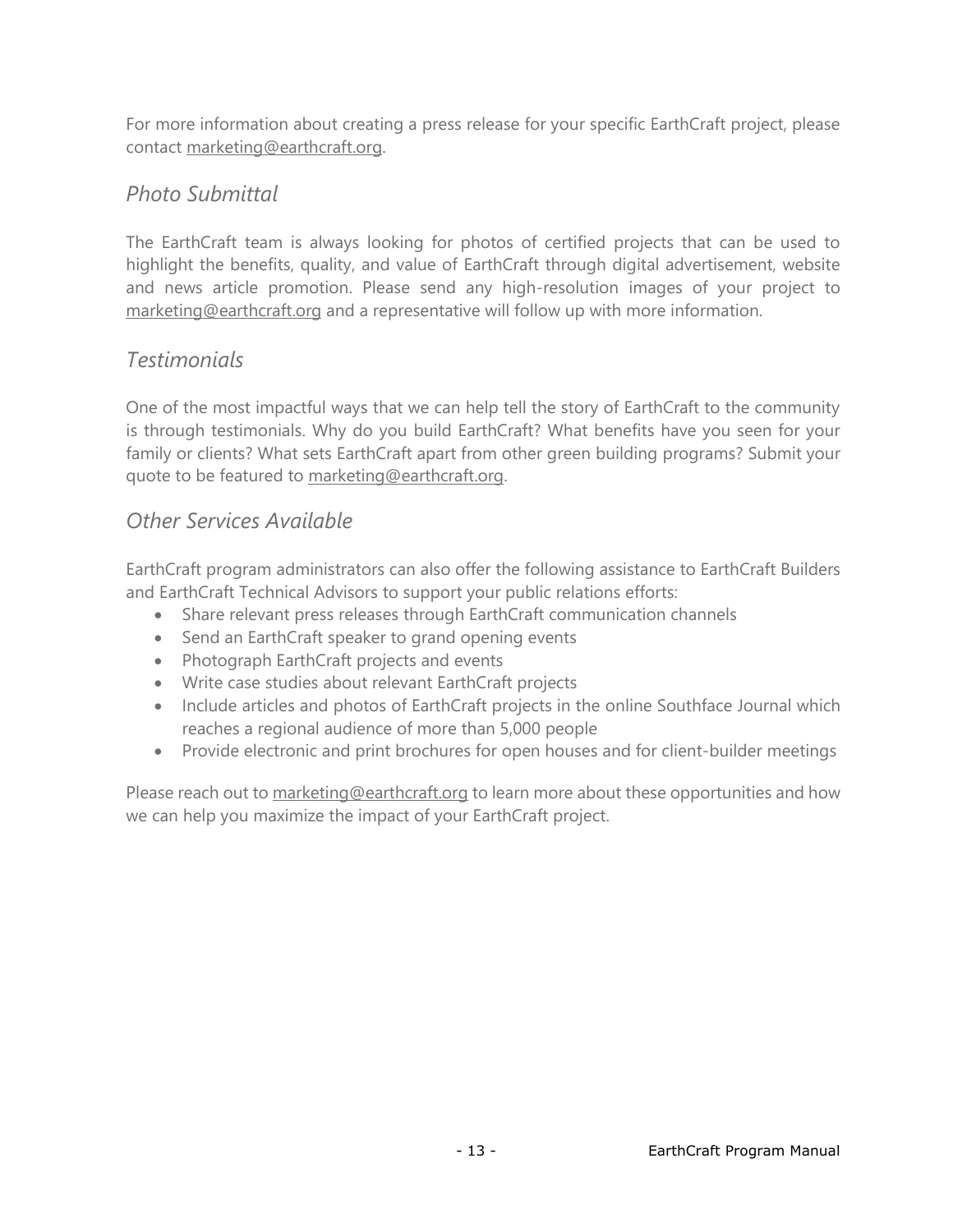For more information about creating a press release for your specific EarthCraft project, please contact marketing@earthcraft.org.

## *Photo Submittal*

The EarthCraft team is always looking for photos of certified projects that can be used to highlight the benefits, quality, and value of EarthCraft through digital advertisement, website and news article promotion. Please send any high-resolution images of your project to marketing@earthcraft.org and a representative will follow up with more information.

## *Testimonials*

One of the most impactful ways that we can help tell the story of EarthCraft to the community is through testimonials. Why do you build EarthCraft? What benefits have you seen for your family or clients? What sets EarthCraft apart from other green building programs? Submit your quote to be featured to marketing@earthcraft.org.

## *Other Services Available*

EarthCraft program administrators can also offer the following assistance to EarthCraft Builders and EarthCraft Technical Advisors to support your public relations efforts:

- Share relevant press releases through EarthCraft communication channels
- Send an EarthCraft speaker to grand opening events
- Photograph EarthCraft projects and events
- Write case studies about relevant EarthCraft projects
- Include articles and photos of EarthCraft projects in the online Southface Journal which reaches a regional audience of more than 5,000 people
- Provide electronic and print brochures for open houses and for client-builder meetings

Please reach out to marketing@earthcraft.org to learn more about these opportunities and how we can help you maximize the impact of your EarthCraft project.